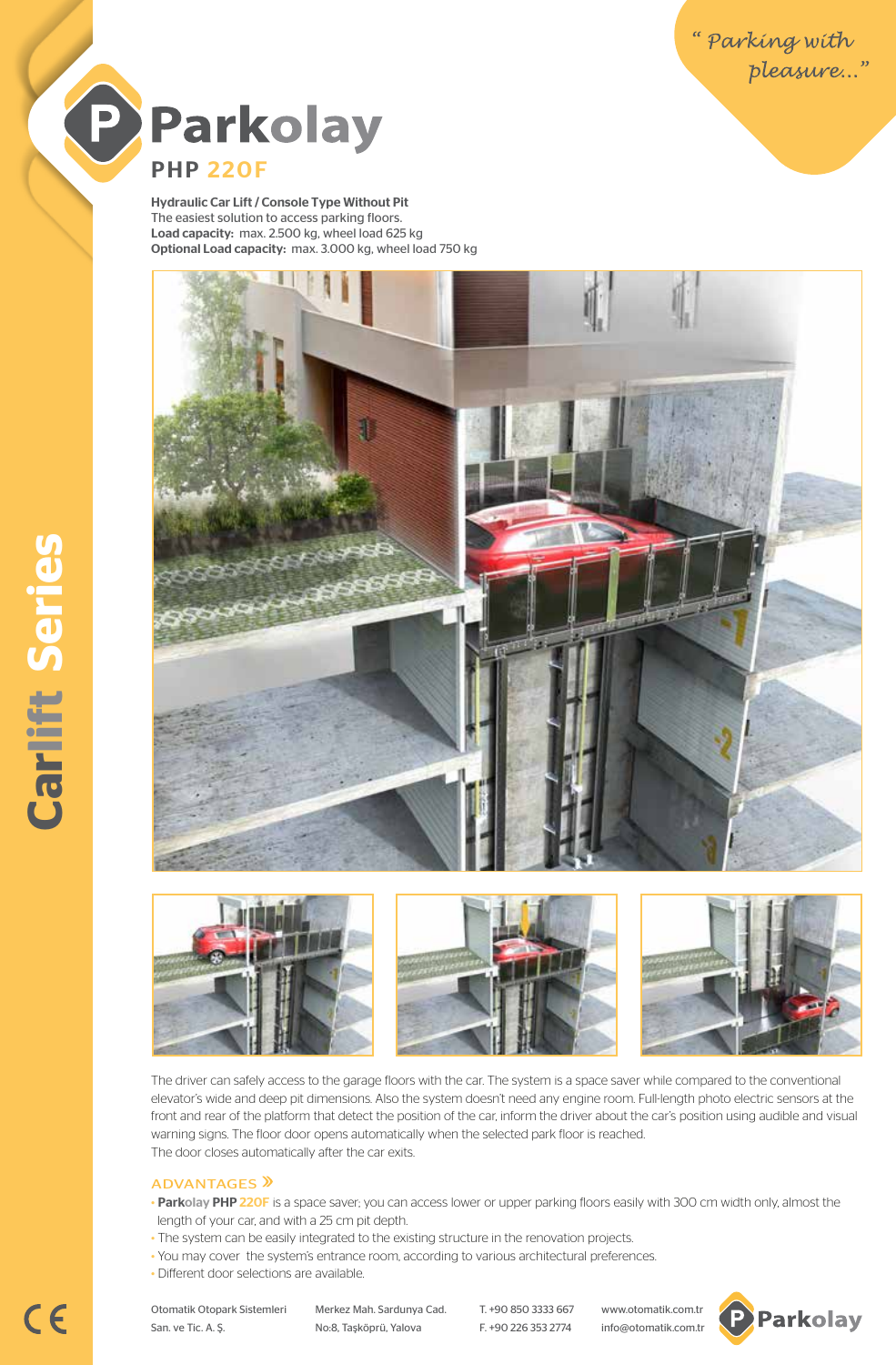“ Parking with pleasure...”

# Parkolay

## PHP 220F

**Hydraulic Car Lift / Console Type Without Pit**
The easiest solution to access parking floors.
**Load capacity:** max. 2.500 kg, wheel load 625 kg
**Optional Load capacity:** max. 3.000 kg, wheel load 750 kg

Carlift Series

The driver can safely access to the garage floors with the car. The system is a space saver while compared to the conventional elevator's wide and deep pit dimensions. Also the system doesn't need any engine room. Full-length photo electric sensors at the front and rear of the platform that detect the position of the car, inform the driver about the car's position using audible and visual warning signs. The floor door opens automatically when the selected park floor is reached.
The door closes automatically after the car exits.

### ADVANTAGES »

- **Parkolay PHP 220F** is a space saver; you can access lower or upper parking floors easily with 300 cm width only, almost the length of your car, and with a 25 cm pit depth.
- The system can be easily integrated to the existing structure in the renovation projects.
- You may cover the system's entrance room, according to various architectural preferences.
- Different door selections are available.

Otomatik Otopark Sistemleri San. ve Tic. A. Ş.
Merkez Mah. Sardunya Cad. No:8, Taşköprü, Yalova
T. +90 850 3333 667
F. +90 226 353 2774
www.otomatik.com.tr
info@otomatik.com.tr

Parkolay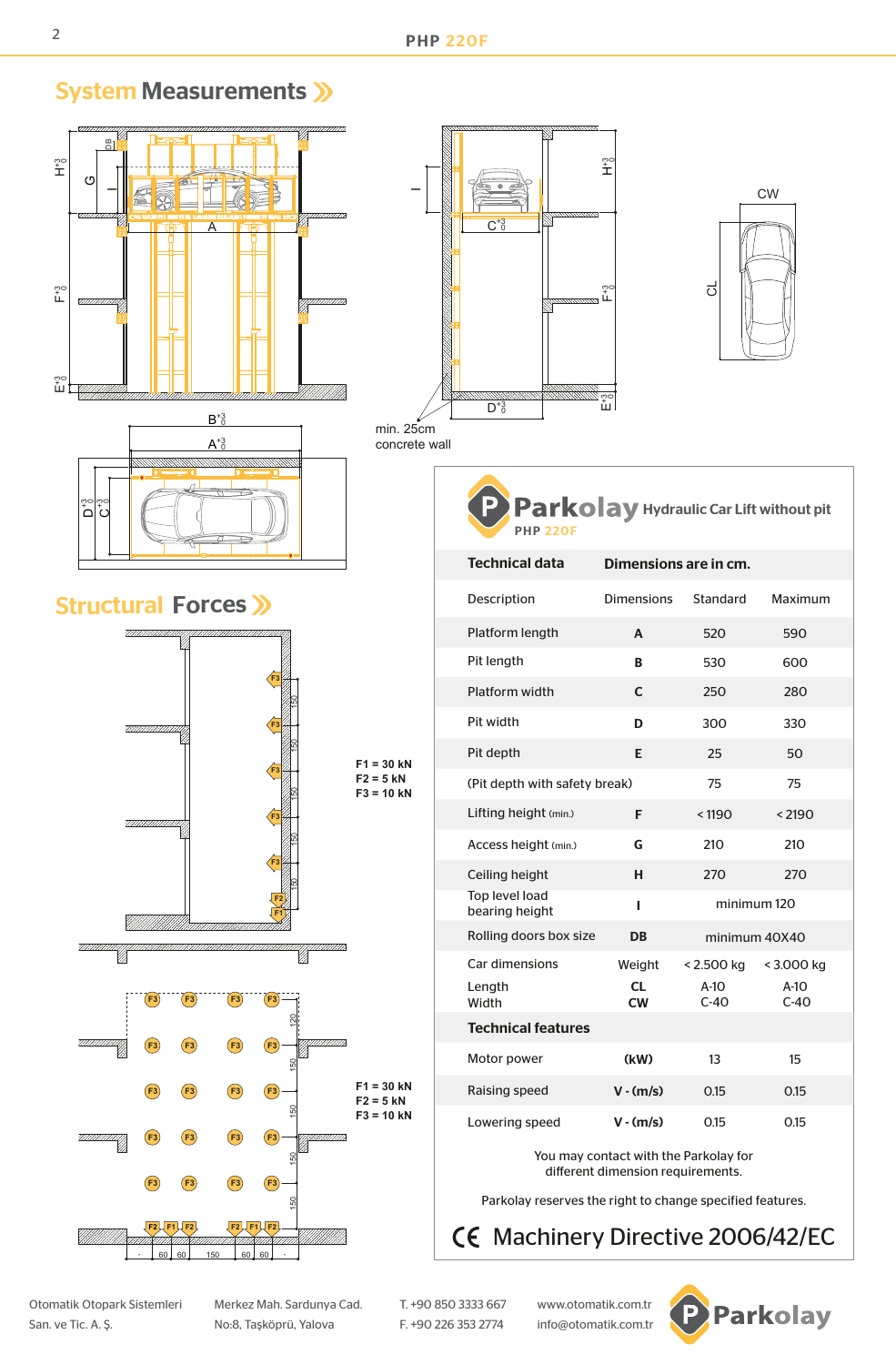## System Measurements »

min. 25cm concrete wall

## Structural Forces »

F1 = 30 kN
F2 = 5 kN
F3 = 10 kN

F1 = 30 kN
F2 = 5 kN
F3 = 10 kN

**Parkolay** Hydraulic Car Lift without pit
PHP 220F

| Technical data | Dimensions are in cm. | | |
|---|---|---|---|
| Description | Dimensions | Standard | Maximum |
| Platform length | A | 520 | 590 |
| Pit length | B | 530 | 600 |
| Platform width | C | 250 | 280 |
| Pit width | D | 300 | 330 |
| Pit depth | E | 25 | 50 |
| (Pit depth with safety break) | | 75 | 75 |
| Lifting height (min.) | F | < 1190 | < 2190 |
| Access height (min.) | G | 210 | 210 |
| Ceiling height | H | 270 | 270 |
| Top level load bearing height | I | minimum 120 | |
| Rolling doors box size | DB | minimum 40X40 | |
| Car dimensions | Weight | < 2.500 kg | < 3.000 kg |
| Length | CL | A-10 | A-10 |
| Width | CW | C-40 | C-40 |
| **Technical features** | | | |
| Motor power | (kW) | 13 | 15 |
| Raising speed | V - (m/s) | 0.15 | 0.15 |
| Lowering speed | V - (m/s) | 0.15 | 0.15 |

You may contact with the Parkolay for different dimension requirements.

Parkolay reserves the right to change specified features.

CE Machinery Directive 2006/42/EC

Otomatik Otopark Sistemleri San. ve Tic. A. Ş. | Merkez Mah. Sardunya Cad. No:8, Taşköprü, Yalova | T. +90 850 3333 667 F. +90 226 353 2774 | www.otomatik.com.tr info@otomatik.com.tr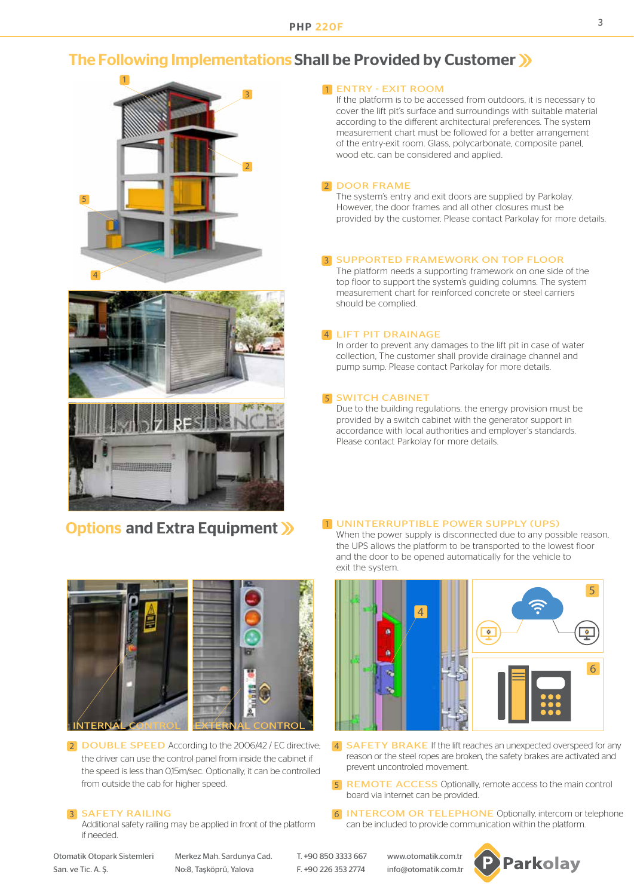## The Following Implementations Shall be Provided by Customer

**1 ENTRY - EXIT ROOM**
If the platform is to be accessed from outdoors, it is necessary to cover the lift pit's surface and surroundings with suitable material according to the different architectural preferences. The system measurement chart must be followed for a better arrangement of the entry-exit room. Glass, polycarbonate, composite panel, wood etc. can be considered and applied.

**2 DOOR FRAME**
The system's entry and exit doors are supplied by Parkolay. However, the door frames and all other closures must be provided by the customer. Please contact Parkolay for more details.

**3 SUPPORTED FRAMEWORK ON TOP FLOOR**
The platform needs a supporting framework on one side of the top floor to support the system's guiding columns. The system measurement chart for reinforced concrete or steel carriers should be complied.

**4 LIFT PIT DRAINAGE**
In order to prevent any damages to the lift pit in case of water collection, The customer shall provide drainage channel and pump sump. Please contact Parkolay for more details.

**5 SWITCH CABINET**
Due to the building regulations, the energy provision must be provided by a switch cabinet with the generator support in accordance with local authorities and employer's standards. Please contact Parkolay for more details.

## Options and Extra Equipment

**1 UNINTERRUPTIBLE POWER SUPPLY (UPS)**
When the power supply is disconnected due to any possible reason, the UPS allows the platform to be transported to the lowest floor and the door to be opened automatically for the vehicle to exit the system.

INTERNAL CONTROL

EXTERNAL CONTROL

**2 DOUBLE SPEED** According to the 2006/42 / EC directive; the driver can use the control panel from inside the cabinet if the speed is less than 0,15m/sec. Optionally, it can be controlled from outside the cab for higher speed.

**3 SAFETY RAILING**
Additional safety railing may be applied in front of the platform if needed.

**4 SAFETY BRAKE** If the lift reaches an unexpected overspeed for any reason or the steel ropes are broken, the safety brakes are activated and prevent uncontroled movement.

**5 REMOTE ACCESS** Optionally, remote access to the main control board via internet can be provided.

**6 INTERCOM OR TELEPHONE** Optionally, intercom or telephone can be included to provide communication within the platform.

Otomatik Otopark Sistemleri San. ve Tic. A. Ş. | Merkez Mah. Sardunya Cad. No:8, Taşköprü, Yalova | T. +90 850 3333 667 F. +90 226 353 2774 | www.otomatik.com.tr info@otomatik.com.tr | Parkolay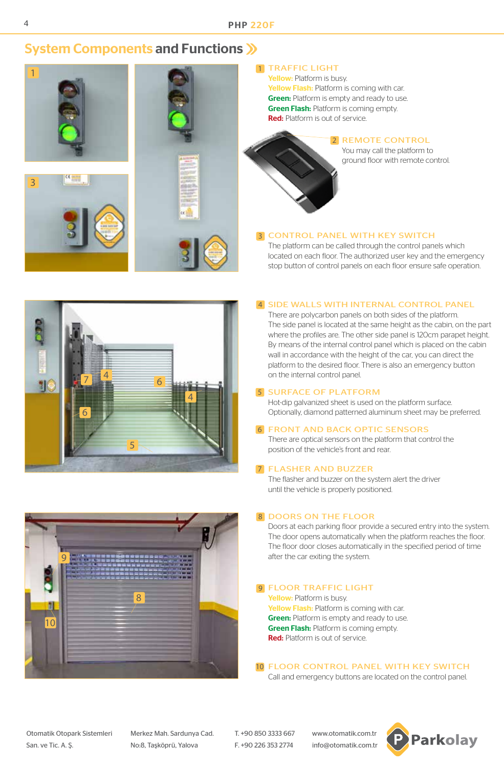## System Components and Functions

### 1 TRAFFIC LIGHT

**Yellow:** Platform is busy.
**Yellow Flash:** Platform is coming with car.
**Green:** Platform is empty and ready to use.
**Green Flash:** Platform is coming empty.
**Red:** Platform is out of service.

### 2 REMOTE CONTROL

You may call the platform to ground floor with remote control.

### 3 CONTROL PANEL WITH KEY SWITCH

The platform can be called through the control panels which located on each floor. The authorized user key and the emergency stop button of control panels on each floor ensure safe operation.

### 4 SIDE WALLS WITH INTERNAL CONTROL PANEL

There are polycarbon panels on both sides of the platform. The side panel is located at the same height as the cabin, on the part where the profiles are. The other side panel is 120cm parapet height. By means of the internal control panel which is placed on the cabin wall in accordance with the height of the car, you can direct the platform to the desired floor. There is also an emergency button on the internal control panel.

### 5 SURFACE OF PLATFORM

Hot-dip galvanized sheet is used on the platform surface. Optionally, diamond patterned aluminum sheet may be preferred.

### 6 FRONT AND BACK OPTIC SENSORS

There are optical sensors on the platform that control the position of the vehicle's front and rear.

### 7 FLASHER AND BUZZER

The flasher and buzzer on the system alert the driver until the vehicle is properly positioned.

### 8 DOORS ON THE FLOOR

Doors at each parking floor provide a secured entry into the system. The door opens automatically when the platform reaches the floor. The floor door closes automatically in the specified period of time after the car exiting the system.

### 9 FLOOR TRAFFIC LIGHT

**Yellow:** Platform is busy.
**Yellow Flash:** Platform is coming with car.
**Green:** Platform is empty and ready to use.
**Green Flash:** Platform is coming empty.
**Red:** Platform is out of service.

### 10 FLOOR CONTROL PANEL WITH KEY SWITCH

Call and emergency buttons are located on the control panel.

Otomatik Otopark Sistemleri San. ve Tic. A. Ş. | Merkez Mah. Sardunya Cad. No:8, Taşköprü, Yalova | T. +90 850 3333 667 F. +90 226 353 2774 | www.otomatik.com.tr info@otomatik.com.tr | Parkolay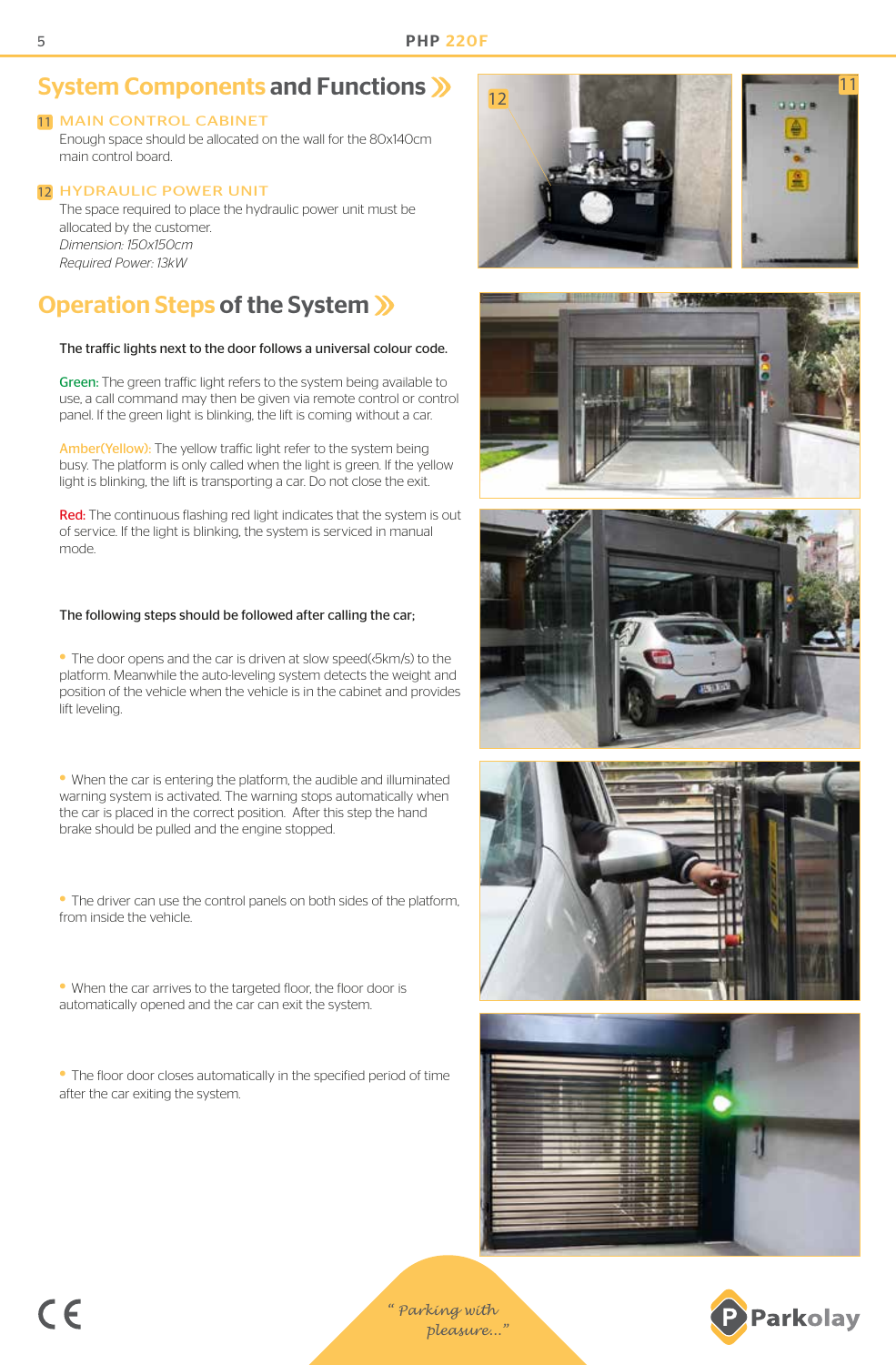## System Components and Functions »

### 11 MAIN CONTROL CABINET

Enough space should be allocated on the wall for the 80x140cm main control board.

### 12 HYDRAULIC POWER UNIT

The space required to place the hydraulic power unit must be allocated by the customer.
*Dimension: 150x150cm*
*Required Power: 13kW*

## Operation Steps of the System »

The traffic lights next to the door follows a universal colour code.

Green: The green traffic light refers to the system being available to use, a call command may then be given via remote control or control panel. If the green light is blinking, the lift is coming without a car.

Amber(Yellow): The yellow traffic light refer to the system being busy. The platform is only called when the light is green. If the yellow light is blinking, the lift is transporting a car. Do not close the exit.

Red: The continuous flashing red light indicates that the system is out of service. If the light is blinking, the system is serviced in manual mode.

The following steps should be followed after calling the car;

- The door opens and the car is driven at slow speed(<5km/s) to the platform. Meanwhile the auto-leveling system detects the weight and position of the vehicle when the vehicle is in the cabinet and provides lift leveling.
- When the car is entering the platform, the audible and illuminated warning system is activated. The warning stops automatically when the car is placed in the correct position. After this step the hand brake should be pulled and the engine stopped.
- The driver can use the control panels on both sides of the platform, from inside the vehicle.
- When the car arrives to the targeted floor, the floor door is automatically opened and the car can exit the system.
- The floor door closes automatically in the specified period of time after the car exiting the system.

" Parking with pleasure..."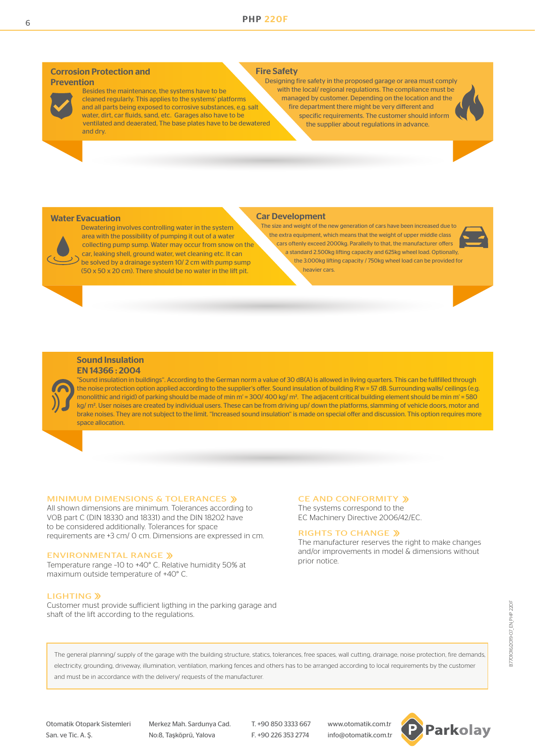## Corrosion Protection and Prevention

Besides the maintenance, the systems have to be cleaned regularly. This applies to the systems' platforms and all parts being exposed to corrosive substances, e.g. salt water, dirt, car fluids, sand, etc. Garages also have to be ventilated and deaerated, The base plates have to be dewatered and dry.

## Fire Safety

Designing fire safety in the proposed garage or area must comply with the local/ regional regulations. The compliance must be managed by customer. Depending on the location and the fire department there might be very different and specific requirements. The customer should inform the supplier about regulations in advance.

## Water Evacuation

Dewatering involves controlling water in the system area with the possibility of pumping it out of a water collecting pump sump. Water may occur from snow on the car, leaking shell, ground water, wet cleaning etc. It can be solved by a drainage system 10/ 2 cm with pump sump (50 x 50 x 20 cm). There should be no water in the lift pit.

## Car Development

The size and weight of the new generation of cars have been increased due to the extra equipment, which means that the weight of upper middle class cars oftenly exceed 2000kg. Parallelly to that, the manufacturer offers a standard 2.500kg lifting capacity and 625kg wheel load. Optionally, the 3.000kg lifting capacity / 750kg wheel load can be provided for heavier cars.

## Sound Insulation
### EN 14366 : 2004

"Sound insulation in buildings". According to the German norm a value of 30 dB(A) is allowed in living quarters. This can be fullfilled through the noise protection option applied according to the supplier's offer. Sound insulation of building R'w = 57 dB. Surrounding walls/ ceilings (e.g. monolithic and rigid) of parking should be made of min m' = 300/ 400 kg/ m². The adjacent critical building element should be min m' = 580 kg/ m². User noises are created by individual users. These can be from driving up/ down the platforms, slamming of vehicle doors, motor and brake noises. They are not subject to the limit. "Increased sound insulation" is made on special offer and discussion. This option requires more space allocation.

### MINIMUM DIMENSIONS & TOLERANCES »

All shown dimensions are minimum. Tolerances according to VOB part C (DIN 18330 and 18331) and the DIN 18202 have to be considered additionally. Tolerances for space requirements are +3 cm/ 0 cm. Dimensions are expressed in cm.

### ENVIRONMENTAL RANGE »

Temperature range -10 to +40° C. Relative humidity 50% at maximum outside temperature of +40° C.

### LIGHTING »

Customer must provide sufficient ligthing in the parking garage and shaft of the lift according to the regulations.

### CE AND CONFORMITY »

The systems correspond to the EC Machinery Directive 2006/42/EC.

### RIGHTS TO CHANGE »

The manufacturer reserves the right to make changes and/or improvements in model & dimensions without prior notice.

The general planning/ supply of the garage with the building structure, statics, tolerances, free spaces, wall cutting, drainage, noise protection, fire demands, electricity, grounding, driveway, illumination, ventilation, marking fences and others has to be arranged according to local requirements by the customer and must be in accordance with the delivery/ requests of the manufacturer.

B7010162019-07_EN_PHP 220F

Otomatik Otopark Sistemleri San. ve Tic. A. Ş.

Merkez Mah. Sardunya Cad. No:8, Taşköprü, Yalova

T. +90 850 3333 667
F. +90 226 353 2774

www.otomatik.com.tr
info@otomatik.com.tr

Parkolay